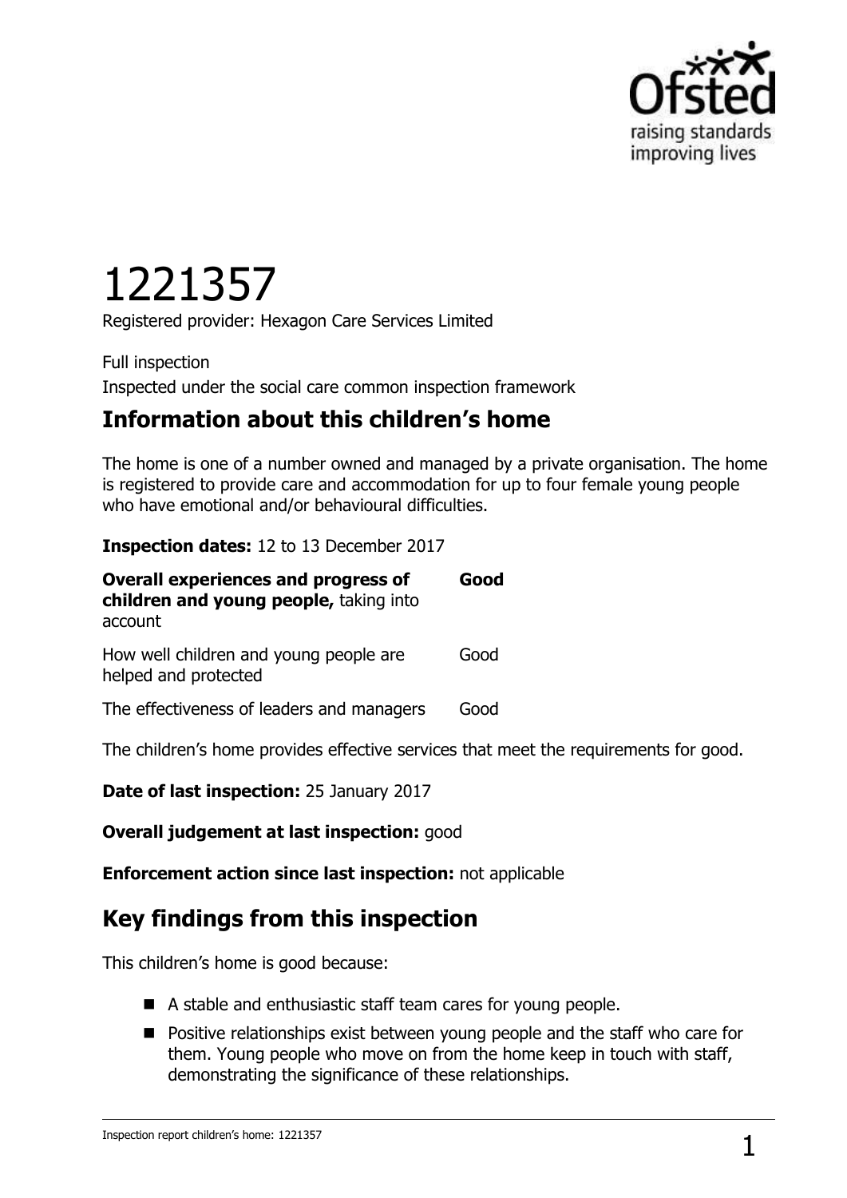# 1221357

Registered provider: Hexagon Care Services Limited

Full inspection

Inspected under the social care common inspection framework

## Information about this children's home

The home is one of a number owned and managed by a private organisation. The home is registered to provide care and accommodation for up to four female young people who have emotional and/or behavioural difficulties.

**Inspection dates:** 12 to 13 December 2017

| | |
|---|---|
| **Overall experiences and progress of children and young people,** taking into account | **Good** |
| How well children and young people are helped and protected | Good |
| The effectiveness of leaders and managers | Good |

The children's home provides effective services that meet the requirements for good.

**Date of last inspection:** 25 January 2017

**Overall judgement at last inspection:** good

**Enforcement action since last inspection:** not applicable

## Key findings from this inspection

This children's home is good because:

- A stable and enthusiastic staff team cares for young people.
- Positive relationships exist between young people and the staff who care for them. Young people who move on from the home keep in touch with staff, demonstrating the significance of these relationships.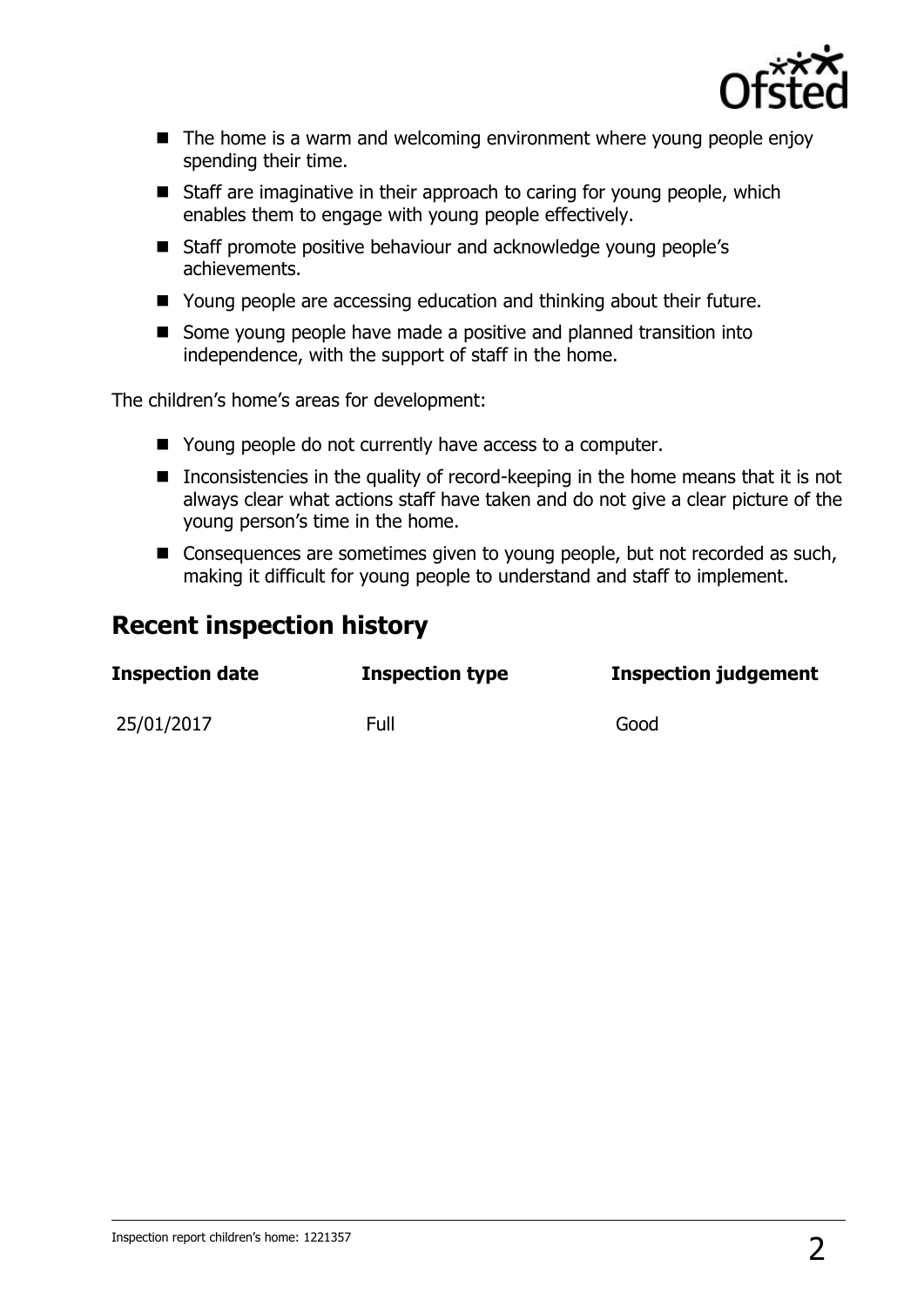- The home is a warm and welcoming environment where young people enjoy spending their time.
- Staff are imaginative in their approach to caring for young people, which enables them to engage with young people effectively.
- Staff promote positive behaviour and acknowledge young people's achievements.
- Young people are accessing education and thinking about their future.
- Some young people have made a positive and planned transition into independence, with the support of staff in the home.

The children's home's areas for development:

- Young people do not currently have access to a computer.
- Inconsistencies in the quality of record-keeping in the home means that it is not always clear what actions staff have taken and do not give a clear picture of the young person's time in the home.
- Consequences are sometimes given to young people, but not recorded as such, making it difficult for young people to understand and staff to implement.

## Recent inspection history

| Inspection date | Inspection type | Inspection judgement |
| --- | --- | --- |
| 25/01/2017 | Full | Good |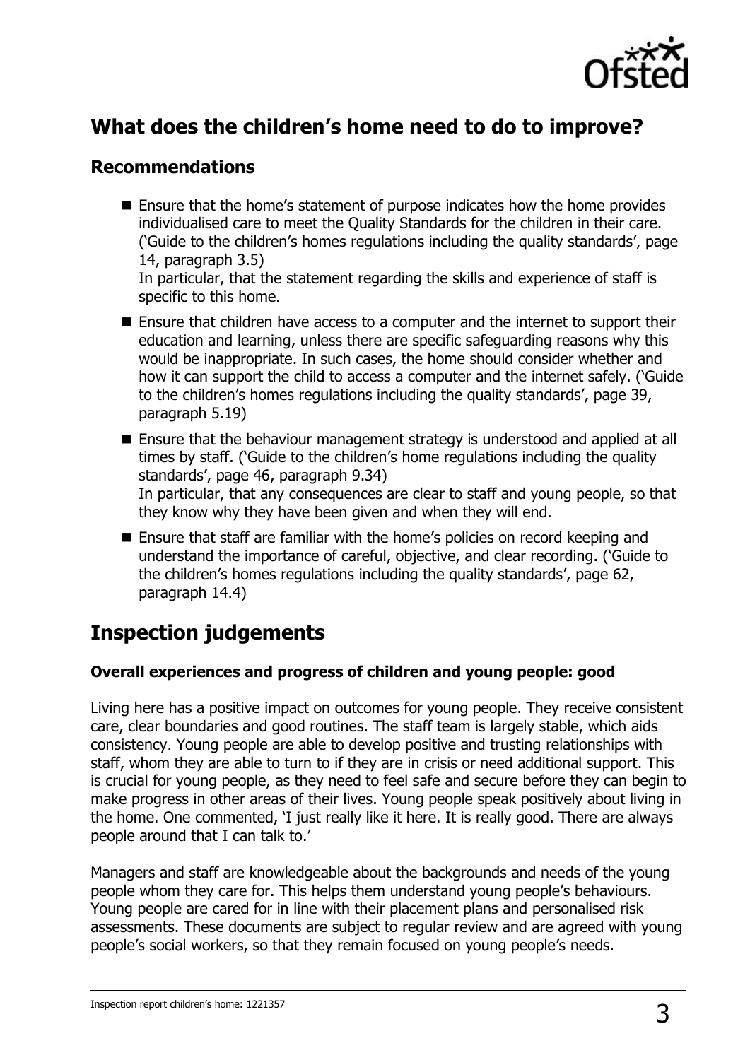## What does the children's home need to do to improve?

### Recommendations

- Ensure that the home's statement of purpose indicates how the home provides individualised care to meet the Quality Standards for the children in their care. ('Guide to the children's homes regulations including the quality standards', page 14, paragraph 3.5)
  In particular, that the statement regarding the skills and experience of staff is specific to this home.
- Ensure that children have access to a computer and the internet to support their education and learning, unless there are specific safeguarding reasons why this would be inappropriate. In such cases, the home should consider whether and how it can support the child to access a computer and the internet safely. ('Guide to the children's homes regulations including the quality standards', page 39, paragraph 5.19)
- Ensure that the behaviour management strategy is understood and applied at all times by staff. ('Guide to the children's home regulations including the quality standards', page 46, paragraph 9.34)
  In particular, that any consequences are clear to staff and young people, so that they know why they have been given and when they will end.
- Ensure that staff are familiar with the home's policies on record keeping and understand the importance of careful, objective, and clear recording. ('Guide to the children's homes regulations including the quality standards', page 62, paragraph 14.4)

## Inspection judgements

**Overall experiences and progress of children and young people: good**

Living here has a positive impact on outcomes for young people. They receive consistent care, clear boundaries and good routines. The staff team is largely stable, which aids consistency. Young people are able to develop positive and trusting relationships with staff, whom they are able to turn to if they are in crisis or need additional support. This is crucial for young people, as they need to feel safe and secure before they can begin to make progress in other areas of their lives. Young people speak positively about living in the home. One commented, 'I just really like it here. It is really good. There are always people around that I can talk to.'

Managers and staff are knowledgeable about the backgrounds and needs of the young people whom they care for. This helps them understand young people's behaviours. Young people are cared for in line with their placement plans and personalised risk assessments. These documents are subject to regular review and are agreed with young people's social workers, so that they remain focused on young people's needs.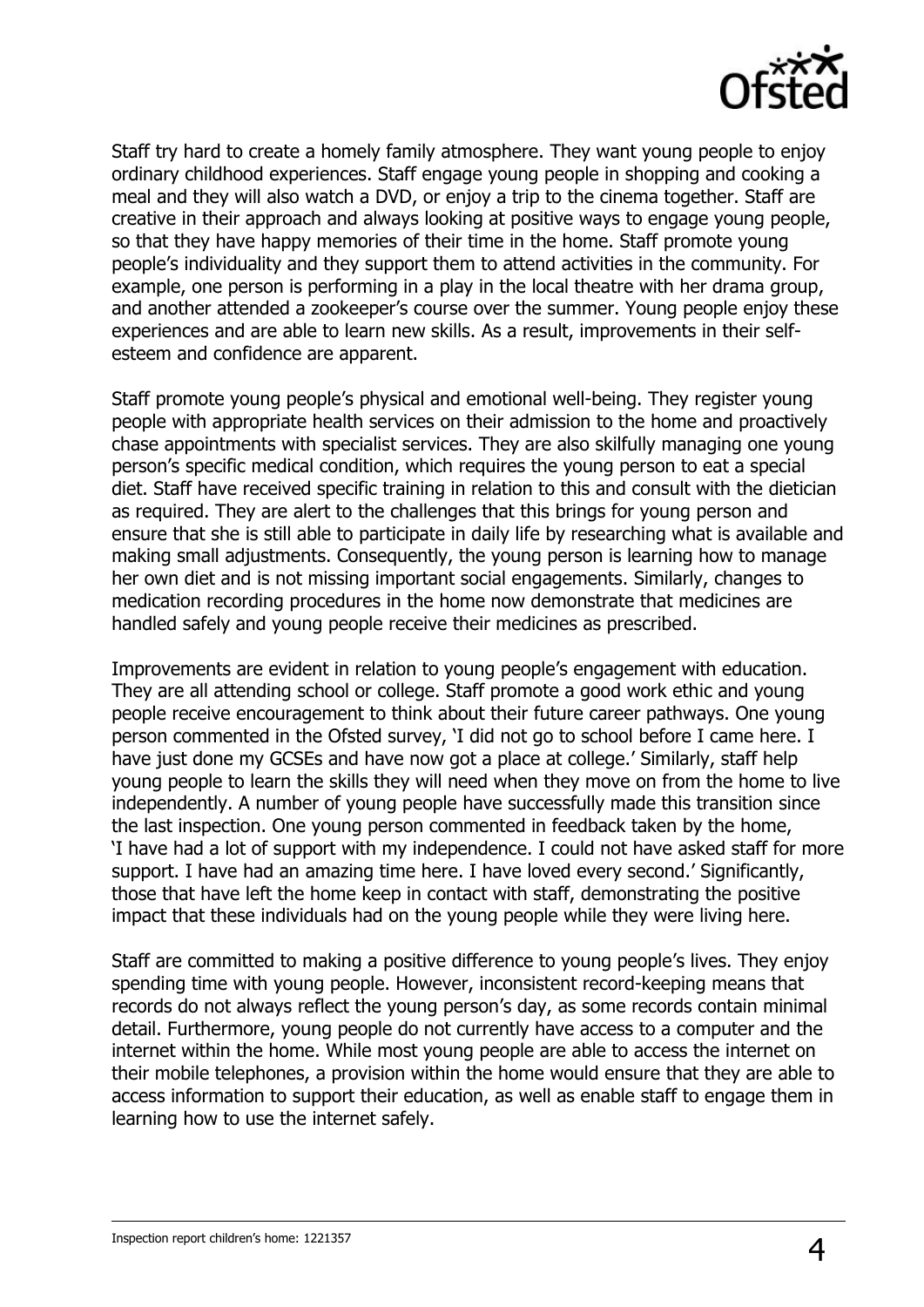Staff try hard to create a homely family atmosphere. They want young people to enjoy ordinary childhood experiences. Staff engage young people in shopping and cooking a meal and they will also watch a DVD, or enjoy a trip to the cinema together. Staff are creative in their approach and always looking at positive ways to engage young people, so that they have happy memories of their time in the home. Staff promote young people's individuality and they support them to attend activities in the community. For example, one person is performing in a play in the local theatre with her drama group, and another attended a zookeeper's course over the summer. Young people enjoy these experiences and are able to learn new skills. As a result, improvements in their self-esteem and confidence are apparent.

Staff promote young people's physical and emotional well-being. They register young people with appropriate health services on their admission to the home and proactively chase appointments with specialist services. They are also skilfully managing one young person's specific medical condition, which requires the young person to eat a special diet. Staff have received specific training in relation to this and consult with the dietician as required. They are alert to the challenges that this brings for young person and ensure that she is still able to participate in daily life by researching what is available and making small adjustments. Consequently, the young person is learning how to manage her own diet and is not missing important social engagements. Similarly, changes to medication recording procedures in the home now demonstrate that medicines are handled safely and young people receive their medicines as prescribed.

Improvements are evident in relation to young people's engagement with education. They are all attending school or college. Staff promote a good work ethic and young people receive encouragement to think about their future career pathways. One young person commented in the Ofsted survey, 'I did not go to school before I came here. I have just done my GCSEs and have now got a place at college.' Similarly, staff help young people to learn the skills they will need when they move on from the home to live independently. A number of young people have successfully made this transition since the last inspection. One young person commented in feedback taken by the home, 'I have had a lot of support with my independence. I could not have asked staff for more support. I have had an amazing time here. I have loved every second.' Significantly, those that have left the home keep in contact with staff, demonstrating the positive impact that these individuals had on the young people while they were living here.

Staff are committed to making a positive difference to young people's lives. They enjoy spending time with young people. However, inconsistent record-keeping means that records do not always reflect the young person's day, as some records contain minimal detail. Furthermore, young people do not currently have access to a computer and the internet within the home. While most young people are able to access the internet on their mobile telephones, a provision within the home would ensure that they are able to access information to support their education, as well as enable staff to engage them in learning how to use the internet safely.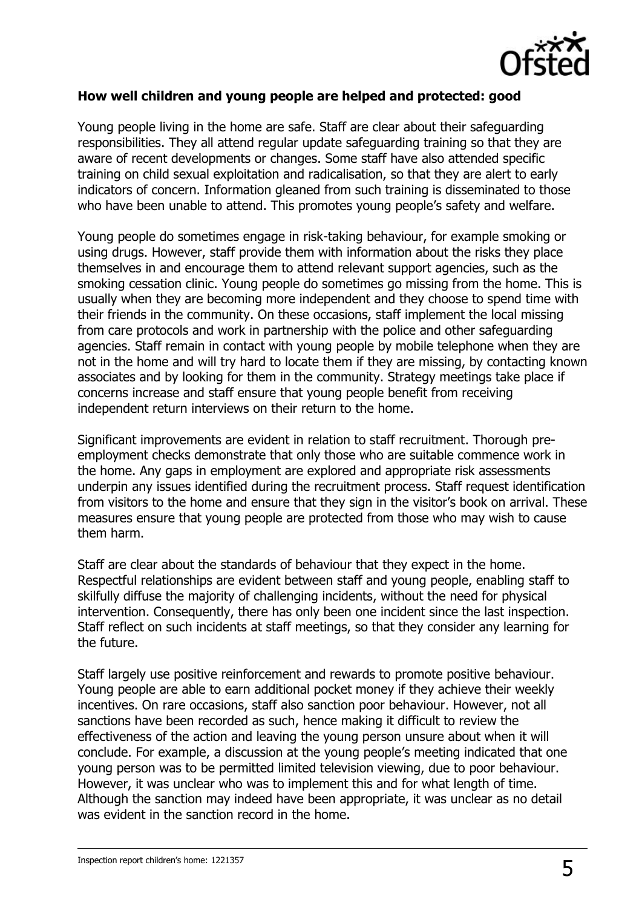**How well children and young people are helped and protected: good**

Young people living in the home are safe. Staff are clear about their safeguarding responsibilities. They all attend regular update safeguarding training so that they are aware of recent developments or changes. Some staff have also attended specific training on child sexual exploitation and radicalisation, so that they are alert to early indicators of concern. Information gleaned from such training is disseminated to those who have been unable to attend. This promotes young people's safety and welfare.

Young people do sometimes engage in risk-taking behaviour, for example smoking or using drugs. However, staff provide them with information about the risks they place themselves in and encourage them to attend relevant support agencies, such as the smoking cessation clinic. Young people do sometimes go missing from the home. This is usually when they are becoming more independent and they choose to spend time with their friends in the community. On these occasions, staff implement the local missing from care protocols and work in partnership with the police and other safeguarding agencies. Staff remain in contact with young people by mobile telephone when they are not in the home and will try hard to locate them if they are missing, by contacting known associates and by looking for them in the community. Strategy meetings take place if concerns increase and staff ensure that young people benefit from receiving independent return interviews on their return to the home.

Significant improvements are evident in relation to staff recruitment. Thorough pre-employment checks demonstrate that only those who are suitable commence work in the home. Any gaps in employment are explored and appropriate risk assessments underpin any issues identified during the recruitment process. Staff request identification from visitors to the home and ensure that they sign in the visitor's book on arrival. These measures ensure that young people are protected from those who may wish to cause them harm.

Staff are clear about the standards of behaviour that they expect in the home. Respectful relationships are evident between staff and young people, enabling staff to skilfully diffuse the majority of challenging incidents, without the need for physical intervention. Consequently, there has only been one incident since the last inspection. Staff reflect on such incidents at staff meetings, so that they consider any learning for the future.

Staff largely use positive reinforcement and rewards to promote positive behaviour. Young people are able to earn additional pocket money if they achieve their weekly incentives. On rare occasions, staff also sanction poor behaviour. However, not all sanctions have been recorded as such, hence making it difficult to review the effectiveness of the action and leaving the young person unsure about when it will conclude. For example, a discussion at the young people's meeting indicated that one young person was to be permitted limited television viewing, due to poor behaviour. However, it was unclear who was to implement this and for what length of time. Although the sanction may indeed have been appropriate, it was unclear as no detail was evident in the sanction record in the home.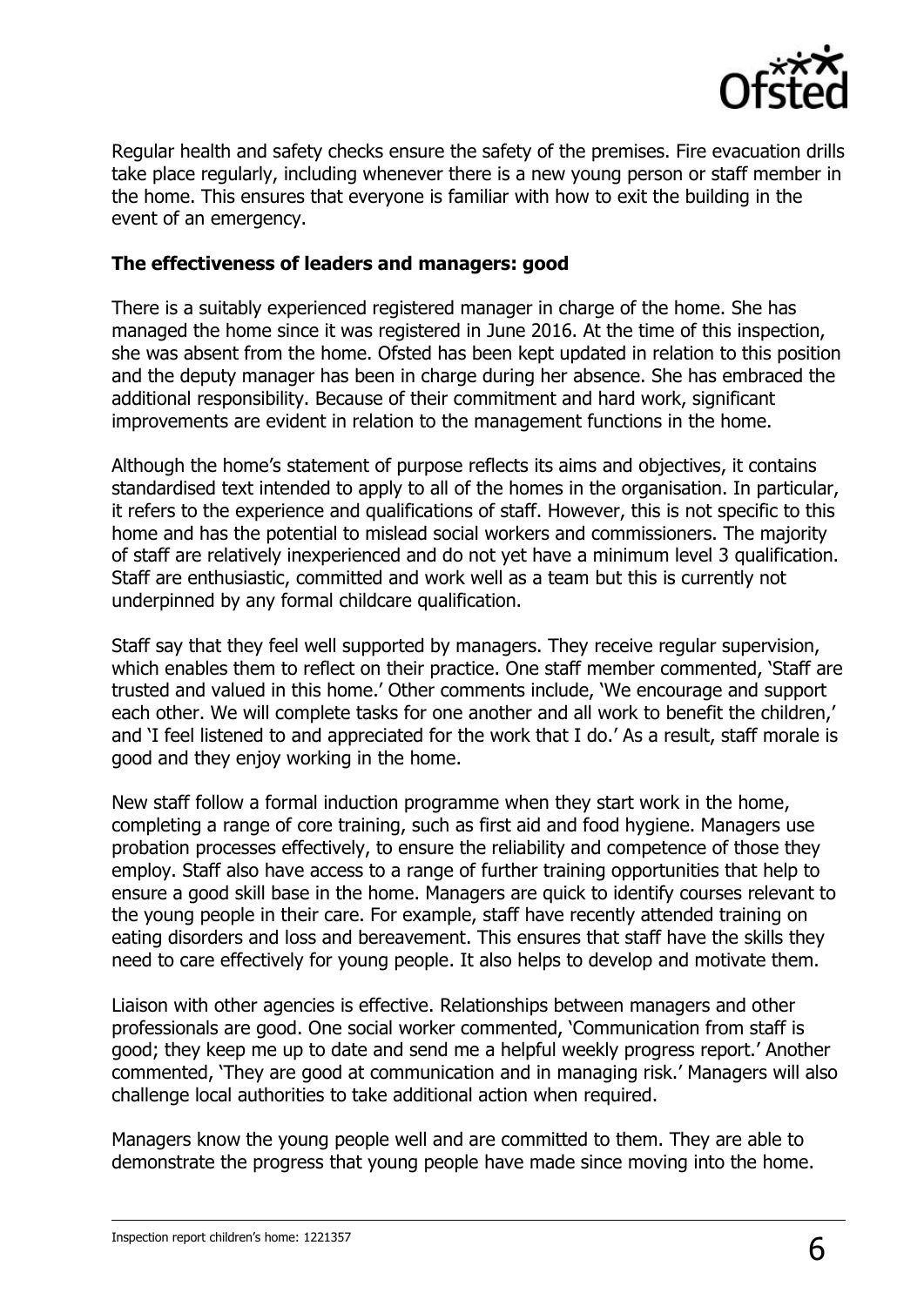Regular health and safety checks ensure the safety of the premises. Fire evacuation drills take place regularly, including whenever there is a new young person or staff member in the home. This ensures that everyone is familiar with how to exit the building in the event of an emergency.

**The effectiveness of leaders and managers: good**

There is a suitably experienced registered manager in charge of the home. She has managed the home since it was registered in June 2016. At the time of this inspection, she was absent from the home. Ofsted has been kept updated in relation to this position and the deputy manager has been in charge during her absence. She has embraced the additional responsibility. Because of their commitment and hard work, significant improvements are evident in relation to the management functions in the home.

Although the home's statement of purpose reflects its aims and objectives, it contains standardised text intended to apply to all of the homes in the organisation. In particular, it refers to the experience and qualifications of staff. However, this is not specific to this home and has the potential to mislead social workers and commissioners. The majority of staff are relatively inexperienced and do not yet have a minimum level 3 qualification. Staff are enthusiastic, committed and work well as a team but this is currently not underpinned by any formal childcare qualification.

Staff say that they feel well supported by managers. They receive regular supervision, which enables them to reflect on their practice. One staff member commented, 'Staff are trusted and valued in this home.' Other comments include, 'We encourage and support each other. We will complete tasks for one another and all work to benefit the children,' and 'I feel listened to and appreciated for the work that I do.' As a result, staff morale is good and they enjoy working in the home.

New staff follow a formal induction programme when they start work in the home, completing a range of core training, such as first aid and food hygiene. Managers use probation processes effectively, to ensure the reliability and competence of those they employ. Staff also have access to a range of further training opportunities that help to ensure a good skill base in the home. Managers are quick to identify courses relevant to the young people in their care. For example, staff have recently attended training on eating disorders and loss and bereavement. This ensures that staff have the skills they need to care effectively for young people. It also helps to develop and motivate them.

Liaison with other agencies is effective. Relationships between managers and other professionals are good. One social worker commented, 'Communication from staff is good; they keep me up to date and send me a helpful weekly progress report.' Another commented, 'They are good at communication and in managing risk.' Managers will also challenge local authorities to take additional action when required.

Managers know the young people well and are committed to them. They are able to demonstrate the progress that young people have made since moving into the home.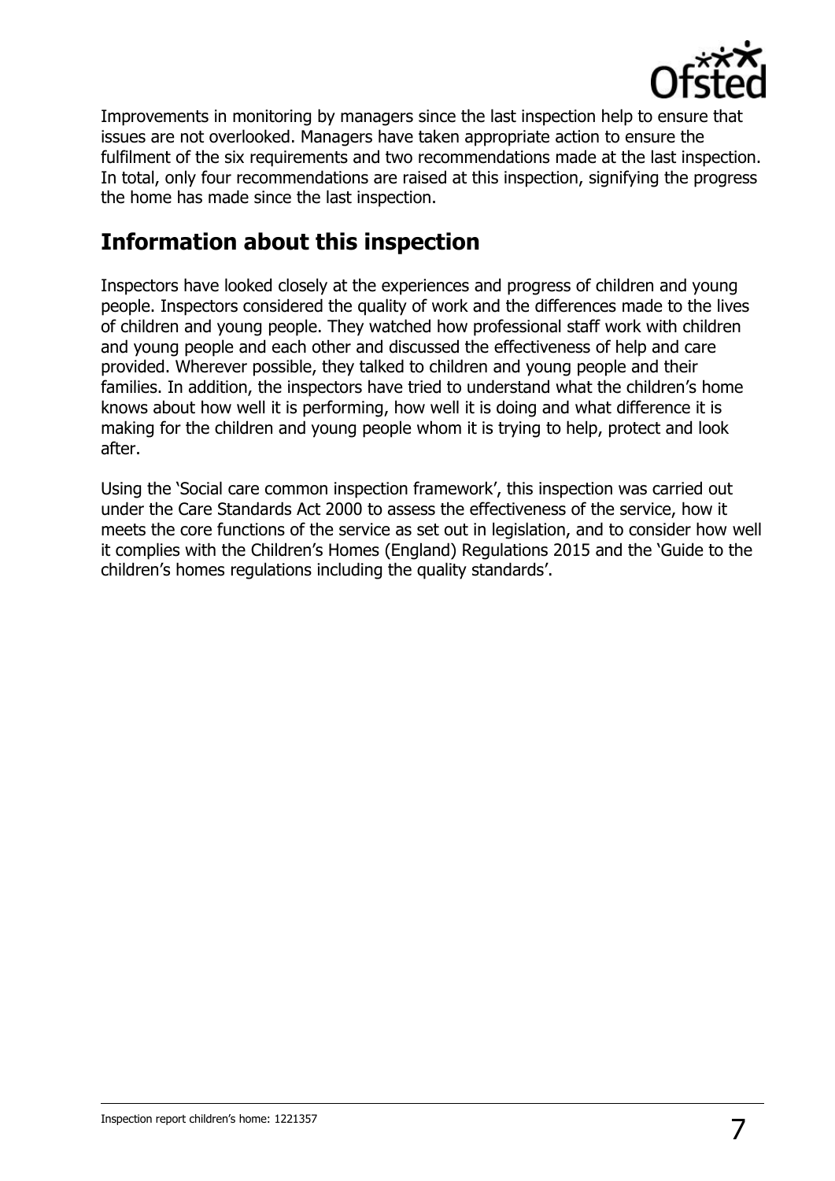Improvements in monitoring by managers since the last inspection help to ensure that issues are not overlooked. Managers have taken appropriate action to ensure the fulfilment of the six requirements and two recommendations made at the last inspection. In total, only four recommendations are raised at this inspection, signifying the progress the home has made since the last inspection.

## Information about this inspection

Inspectors have looked closely at the experiences and progress of children and young people. Inspectors considered the quality of work and the differences made to the lives of children and young people. They watched how professional staff work with children and young people and each other and discussed the effectiveness of help and care provided. Wherever possible, they talked to children and young people and their families. In addition, the inspectors have tried to understand what the children's home knows about how well it is performing, how well it is doing and what difference it is making for the children and young people whom it is trying to help, protect and look after.

Using the 'Social care common inspection framework', this inspection was carried out under the Care Standards Act 2000 to assess the effectiveness of the service, how it meets the core functions of the service as set out in legislation, and to consider how well it complies with the Children's Homes (England) Regulations 2015 and the 'Guide to the children's homes regulations including the quality standards'.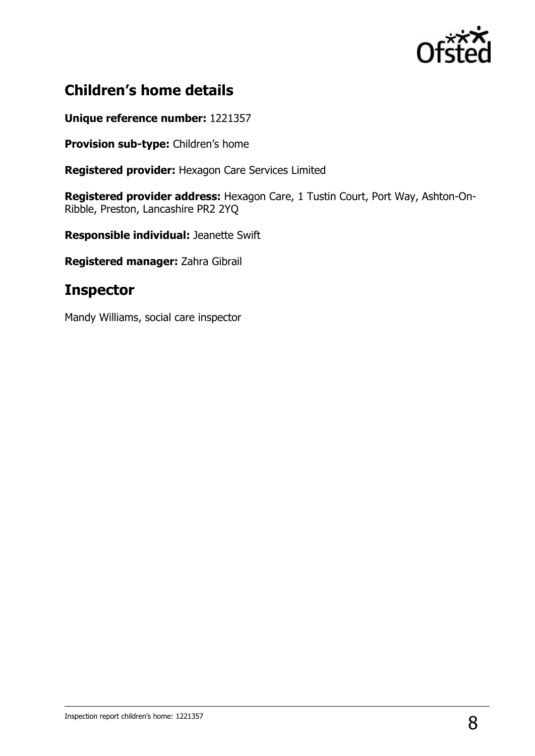## Children's home details

**Unique reference number:** 1221357

**Provision sub-type:** Children's home

**Registered provider:** Hexagon Care Services Limited

**Registered provider address:** Hexagon Care, 1 Tustin Court, Port Way, Ashton-On-Ribble, Preston, Lancashire PR2 2YQ

**Responsible individual:** Jeanette Swift

**Registered manager:** Zahra Gibrail

## Inspector

Mandy Williams, social care inspector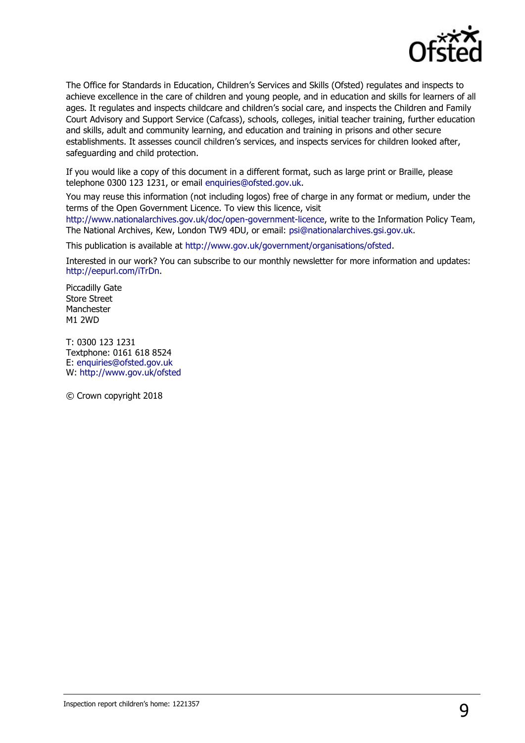The Office for Standards in Education, Children's Services and Skills (Ofsted) regulates and inspects to achieve excellence in the care of children and young people, and in education and skills for learners of all ages. It regulates and inspects childcare and children's social care, and inspects the Children and Family Court Advisory and Support Service (Cafcass), schools, colleges, initial teacher training, further education and skills, adult and community learning, and education and training in prisons and other secure establishments. It assesses council children's services, and inspects services for children looked after, safeguarding and child protection.

If you would like a copy of this document in a different format, such as large print or Braille, please telephone 0300 123 1231, or email enquiries@ofsted.gov.uk.

You may reuse this information (not including logos) free of charge in any format or medium, under the terms of the Open Government Licence. To view this licence, visit http://www.nationalarchives.gov.uk/doc/open-government-licence, write to the Information Policy Team, The National Archives, Kew, London TW9 4DU, or email: psi@nationalarchives.gsi.gov.uk.

This publication is available at http://www.gov.uk/government/organisations/ofsted.

Interested in our work? You can subscribe to our monthly newsletter for more information and updates: http://eepurl.com/iTrDn.

Piccadilly Gate
Store Street
Manchester
M1 2WD

T: 0300 123 1231
Textphone: 0161 618 8524
E: enquiries@ofsted.gov.uk
W: http://www.gov.uk/ofsted

© Crown copyright 2018